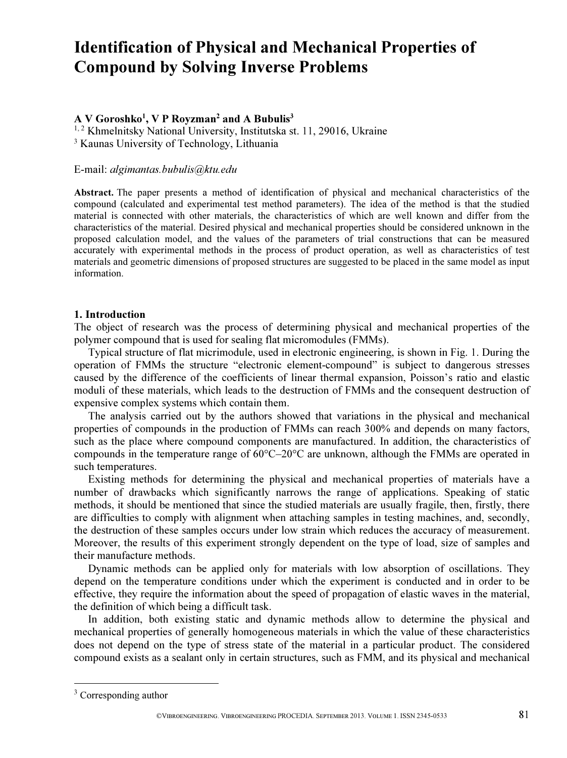# Identification of Physical and Mechanical Properties of Compound by Solving Inverse Problems

**A V Goroshko[1], V P Royzman[2] and A Bubulis[3]**

[1, 2] Khmelnitsky National University, Institutska st. 11, 29016, Ukraine

[3] Kaunas University of Technology, Lithuania

E-mail: *algimantas.bubulis@ktu.edu*

**Abstract.** The paper presents a method of identification of physical and mechanical characteristics of the compound (calculated and experimental test method parameters). The idea of the method is that the studied material is connected with other materials, the characteristics of which are well known and differ from the characteristics of the material. Desired physical and mechanical properties should be considered unknown in the proposed calculation model, and the values of the parameters of trial constructions that can be measured accurately with experimental methods in the process of product operation, as well as characteristics of test materials and geometric dimensions of proposed structures are suggested to be placed in the same model as input information.

## 1. Introduction

The object of research was the process of determining physical and mechanical properties of the polymer compound that is used for sealing flat micromodules (FMMs).

Typical structure of flat micrimodule, used in electronic engineering, is shown in Fig. 1. During the operation of FMMs the structure "electronic element-compound" is subject to dangerous stresses caused by the difference of the coefficients of linear thermal expansion, Poisson's ratio and elastic moduli of these materials, which leads to the destruction of FMMs and the consequent destruction of expensive complex systems which contain them.

The analysis carried out by the authors showed that variations in the physical and mechanical properties of compounds in the production of FMMs can reach 300% and depends on many factors, such as the place where compound components are manufactured. In addition, the characteristics of compounds in the temperature range of 60°C–20°C are unknown, although the FMMs are operated in such temperatures.

Existing methods for determining the physical and mechanical properties of materials have a number of drawbacks which significantly narrows the range of applications. Speaking of static methods, it should be mentioned that since the studied materials are usually fragile, then, firstly, there are difficulties to comply with alignment when attaching samples in testing machines, and, secondly, the destruction of these samples occurs under low strain which reduces the accuracy of measurement. Moreover, the results of this experiment strongly dependent on the type of load, size of samples and their manufacture methods.

Dynamic methods can be applied only for materials with low absorption of oscillations. They depend on the temperature conditions under which the experiment is conducted and in order to be effective, they require the information about the speed of propagation of elastic waves in the material, the definition of which being a difficult task.

In addition, both existing static and dynamic methods allow to determine the physical and mechanical properties of generally homogeneous materials in which the value of these characteristics does not depend on the type of stress state of the material in a particular product. The considered compound exists as a sealant only in certain structures, such as FMM, and its physical and mechanical

[3] Corresponding author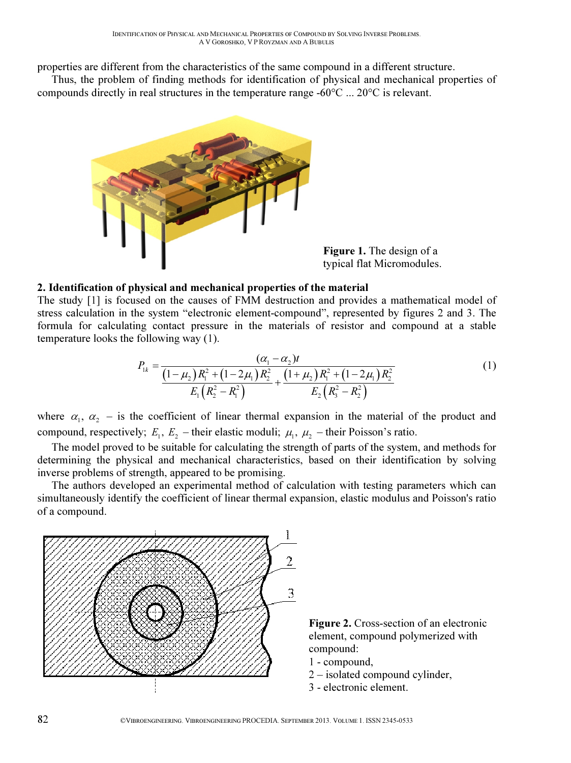properties are different from the characteristics of the same compound in a different structure.

Thus, the problem of finding methods for identification of physical and mechanical properties of compounds directly in real structures in the temperature range -60°C ... 20°C is relevant.

**Figure 1.** The design of a typical flat Micromodules.

## 2. Identification of physical and mechanical properties of the material

The study [1] is focused on the causes of FMM destruction and provides a mathematical model of stress calculation in the system "electronic element-compound", represented by figures 2 and 3. The formula for calculating contact pressure in the materials of resistor and compound at a stable temperature looks the following way (1).

$$P_{1k} = \frac{(\alpha_1 - \alpha_2)t}{\dfrac{(1-\mu_2)R_1^2 + (1-2\mu_1)R_2^2}{E_1\left(R_2^2 - R_1^2\right)} + \dfrac{(1+\mu_2)R_1^2 + (1-2\mu_1)R_2^2}{E_2\left(R_3^2 - R_2^2\right)}} \tag{1}$$

where $\alpha_1$, $\alpha_2$ – is the coefficient of linear thermal expansion in the material of the product and compound, respectively; $E_1$, $E_2$ – their elastic moduli; $\mu_1$, $\mu_2$ – their Poisson's ratio.

The model proved to be suitable for calculating the strength of parts of the system, and methods for determining the physical and mechanical characteristics, based on their identification by solving inverse problems of strength, appeared to be promising.

The authors developed an experimental method of calculation with testing parameters which can simultaneously identify the coefficient of linear thermal expansion, elastic modulus and Poisson's ratio of a compound.

**Figure 2.** Cross-section of an electronic element, compound polymerized with compound:
1 - compound,
2 – isolated compound cylinder,
3 - electronic element.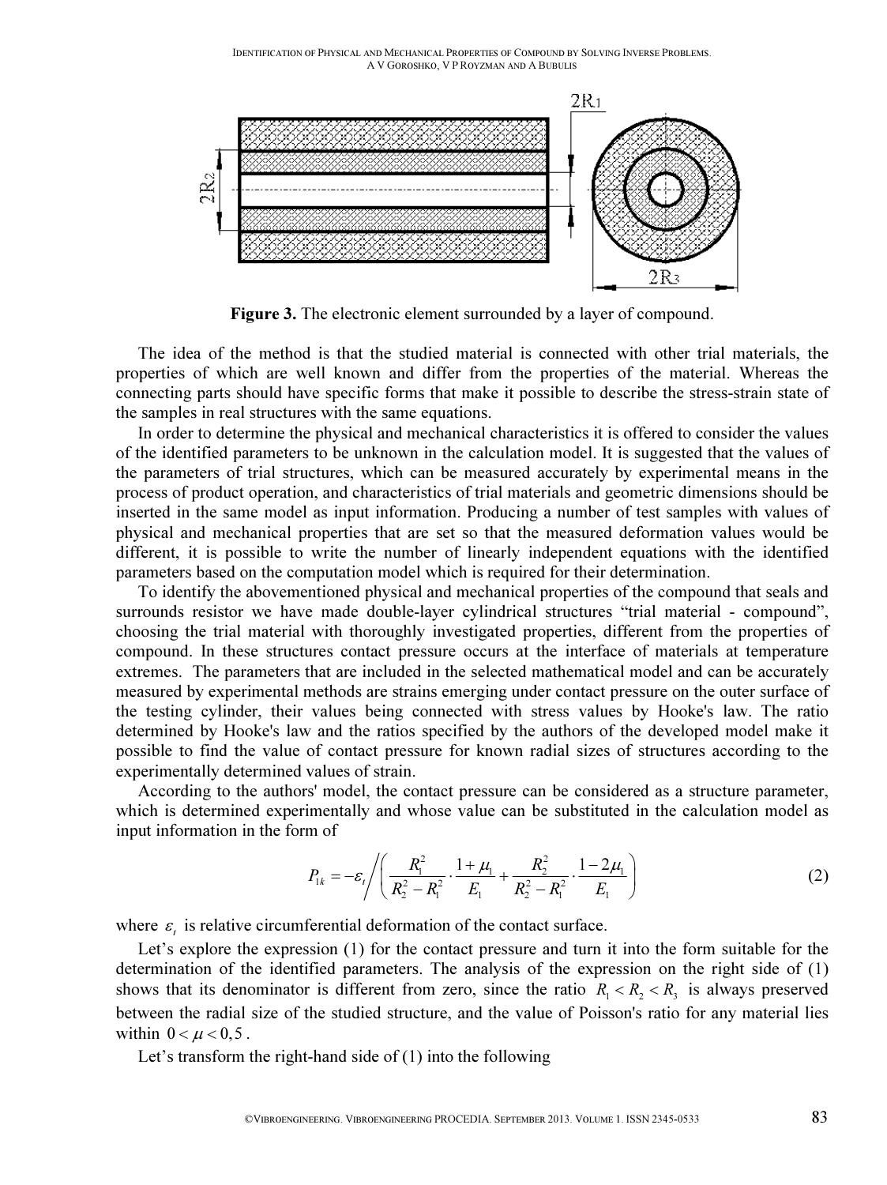**Figure 3.** The electronic element surrounded by a layer of compound.

The idea of the method is that the studied material is connected with other trial materials, the properties of which are well known and differ from the properties of the material. Whereas the connecting parts should have specific forms that make it possible to describe the stress-strain state of the samples in real structures with the same equations.

In order to determine the physical and mechanical characteristics it is offered to consider the values of the identified parameters to be unknown in the calculation model. It is suggested that the values of the parameters of trial structures, which can be measured accurately by experimental means in the process of product operation, and characteristics of trial materials and geometric dimensions should be inserted in the same model as input information. Producing a number of test samples with values of physical and mechanical properties that are set so that the measured deformation values would be different, it is possible to write the number of linearly independent equations with the identified parameters based on the computation model which is required for their determination.

To identify the abovementioned physical and mechanical properties of the compound that seals and surrounds resistor we have made double-layer cylindrical structures "trial material - compound", choosing the trial material with thoroughly investigated properties, different from the properties of compound. In these structures contact pressure occurs at the interface of materials at temperature extremes. The parameters that are included in the selected mathematical model and can be accurately measured by experimental methods are strains emerging under contact pressure on the outer surface of the testing cylinder, their values being connected with stress values by Hooke's law. The ratio determined by Hooke's law and the ratios specified by the authors of the developed model make it possible to find the value of contact pressure for known radial sizes of structures according to the experimentally determined values of strain.

According to the authors' model, the contact pressure can be considered as a structure parameter, which is determined experimentally and whose value can be substituted in the calculation model as input information in the form of

$$P_{1k} = -\varepsilon_t \Bigg/ \left( \frac{R_1^2}{R_2^2 - R_1^2} \cdot \frac{1+\mu_1}{E_1} + \frac{R_2^2}{R_2^2 - R_1^2} \cdot \frac{1-2\mu_1}{E_1} \right) \tag{2}$$

where $\varepsilon_t$ is relative circumferential deformation of the contact surface.

Let's explore the expression (1) for the contact pressure and turn it into the form suitable for the determination of the identified parameters. The analysis of the expression on the right side of (1) shows that its denominator is different from zero, since the ratio $R_1 < R_2 < R_3$ is always preserved between the radial size of the studied structure, and the value of Poisson's ratio for any material lies within $0 < \mu < 0{,}5$.

Let's transform the right-hand side of (1) into the following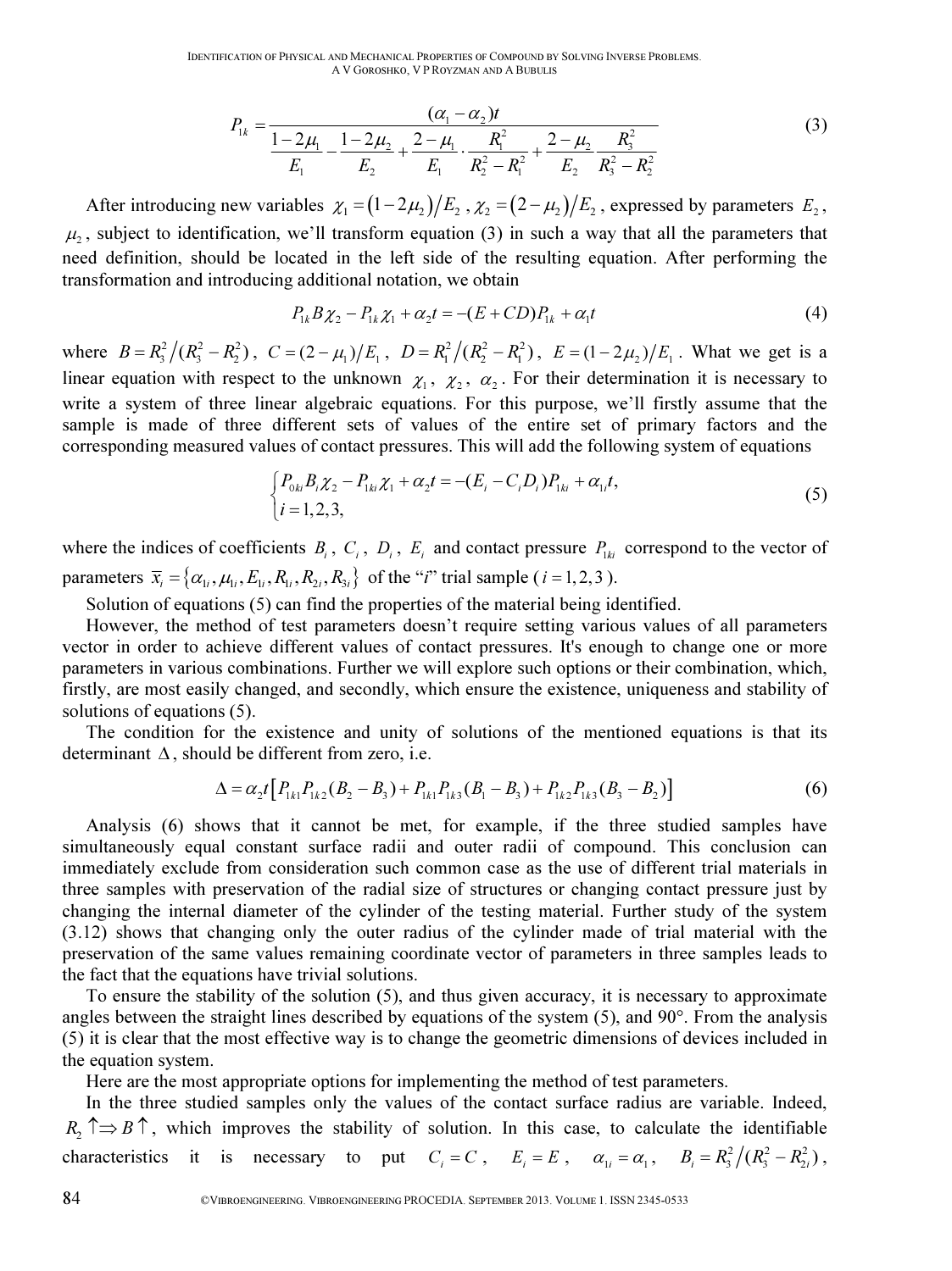$$P_{1k} = \frac{(\alpha_1 - \alpha_2)t}{\dfrac{1-2\mu_1}{E_1} - \dfrac{1-2\mu_2}{E_2} + \dfrac{2-\mu_1}{E_1} \cdot \dfrac{R_1^2}{R_2^2 - R_1^2} + \dfrac{2-\mu_2}{E_2} \dfrac{R_3^2}{R_3^2 - R_2^2}} \tag{3}$$

After introducing new variables $\chi_1 = (1-2\mu_2)/E_2$ , $\chi_2 = (2-\mu_2)/E_2$ , expressed by parameters $E_2$ , $\mu_2$ , subject to identification, we'll transform equation (3) in such a way that all the parameters that need definition, should be located in the left side of the resulting equation. After performing the transformation and introducing additional notation, we obtain

$$P_{1k} B \chi_2 - P_{1k} \chi_1 + \alpha_2 t = -(E + CD) P_{1k} + \alpha_1 t \tag{4}$$

where $B = R_3^2 / (R_3^2 - R_2^2)$ , $C = (2-\mu_1)/E_1$ , $D = R_1^2 / (R_2^2 - R_1^2)$ , $E = (1-2\mu_2)/E_1$ . What we get is a linear equation with respect to the unknown $\chi_1$ , $\chi_2$ , $\alpha_2$ . For their determination it is necessary to write a system of three linear algebraic equations. For this purpose, we'll firstly assume that the sample is made of three different sets of values of the entire set of primary factors and the corresponding measured values of contact pressures. This will add the following system of equations

$$\begin{cases} P_{0ki} B_i \chi_2 - P_{1ki} \chi_1 + \alpha_2 t = -(E_i - C_i D_i) P_{1ki} + \alpha_{1i} t, \\ i = 1,2,3, \end{cases} \tag{5}$$

where the indices of coefficients $B_i$ , $C_i$ , $D_i$ , $E_i$ and contact pressure $P_{1ki}$ correspond to the vector of parameters $\overline{x}_i = \{\alpha_{1i}, \mu_{1i}, E_{1i}, R_{1i}, R_{2i}, R_{3i}\}$ of the "$i$" trial sample ( $i = 1,2,3$ ).

Solution of equations (5) can find the properties of the material being identified.

However, the method of test parameters doesn't require setting various values of all parameters vector in order to achieve different values of contact pressures. It's enough to change one or more parameters in various combinations. Further we will explore such options or their combination, which, firstly, are most easily changed, and secondly, which ensure the existence, uniqueness and stability of solutions of equations (5).

The condition for the existence and unity of solutions of the mentioned equations is that its determinant $\Delta$ , should be different from zero, i.e.

$$\Delta = \alpha_2 t \left[ P_{1k1} P_{1k2} (B_2 - B_3) + P_{1k1} P_{1k3} (B_1 - B_3) + P_{1k2} P_{1k3} (B_3 - B_2) \right] \tag{6}$$

Analysis (6) shows that it cannot be met, for example, if the three studied samples have simultaneously equal constant surface radii and outer radii of compound. This conclusion can immediately exclude from consideration such common case as the use of different trial materials in three samples with preservation of the radial size of structures or changing contact pressure just by changing the internal diameter of the cylinder of the testing material. Further study of the system (3.12) shows that changing only the outer radius of the cylinder made of trial material with the preservation of the same values remaining coordinate vector of parameters in three samples leads to the fact that the equations have trivial solutions.

To ensure the stability of the solution (5), and thus given accuracy, it is necessary to approximate angles between the straight lines described by equations of the system (5), and 90°. From the analysis (5) it is clear that the most effective way is to change the geometric dimensions of devices included in the equation system.

Here are the most appropriate options for implementing the method of test parameters.

In the three studied samples only the values of the contact surface radius are variable. Indeed, $R_2 \uparrow \Rightarrow B \uparrow$ , which improves the stability of solution. In this case, to calculate the identifiable characteristics it is necessary to put $C_i = C$ , $E_i = E$ , $\alpha_{1i} = \alpha_1$ , $B_i = R_3^2 / (R_3^2 - R_{2i}^2)$ ,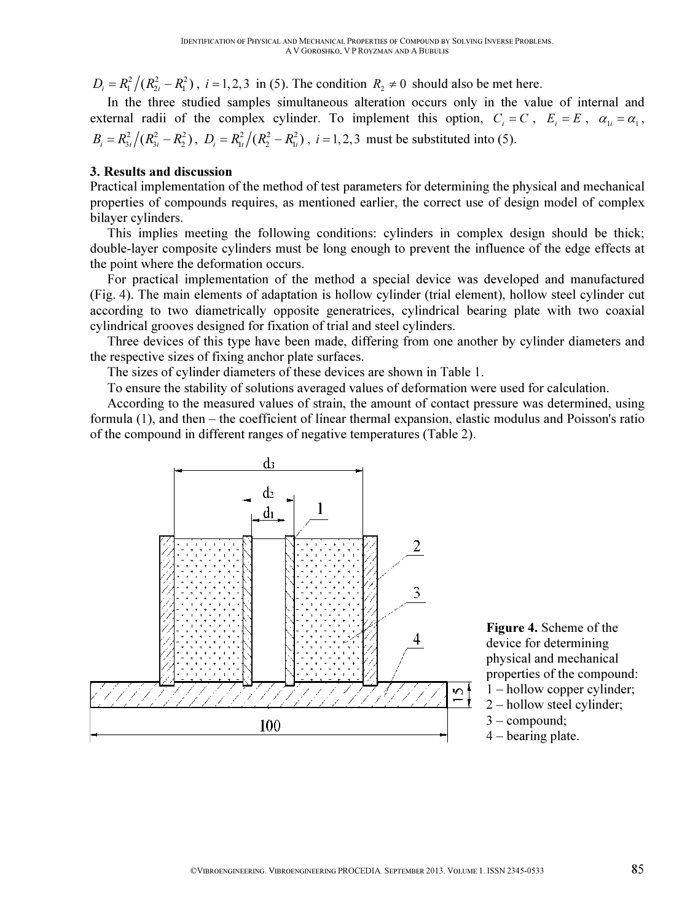$D_i = R_1^2 / (R_{2i}^2 - R_1^2)$, $i = 1,2,3$ in (5). The condition $R_2 \neq 0$ should also be met here.

In the three studied samples simultaneous alteration occurs only in the value of internal and external radii of the complex cylinder. To implement this option, $C_i = C$, $E_i = E$, $\alpha_{1i} = \alpha_1$, $B_i = R_{3i}^2 / (R_{3i}^2 - R_2^2)$, $D_i = R_{1i}^2 / (R_2^2 - R_{1i}^2)$, $i = 1,2,3$ must be substituted into (5).

## 3. Results and discussion

Practical implementation of the method of test parameters for determining the physical and mechanical properties of compounds requires, as mentioned earlier, the correct use of design model of complex bilayer cylinders.

This implies meeting the following conditions: cylinders in complex design should be thick; double-layer composite cylinders must be long enough to prevent the influence of the edge effects at the point where the deformation occurs.

For practical implementation of the method a special device was developed and manufactured (Fig. 4). The main elements of adaptation is hollow cylinder (trial element), hollow steel cylinder cut according to two diametrically opposite generatrices, cylindrical bearing plate with two coaxial cylindrical grooves designed for fixation of trial and steel cylinders.

Three devices of this type have been made, differing from one another by cylinder diameters and the respective sizes of fixing anchor plate surfaces.

The sizes of cylinder diameters of these devices are shown in Table 1.

To ensure the stability of solutions averaged values of deformation were used for calculation.

According to the measured values of strain, the amount of contact pressure was determined, using formula (1), and then – the coefficient of linear thermal expansion, elastic modulus and Poisson's ratio of the compound in different ranges of negative temperatures (Table 2).

**Figure 4.** Scheme of the device for determining physical and mechanical properties of the compound: 1 – hollow copper cylinder; 2 – hollow steel cylinder; 3 – compound; 4 – bearing plate.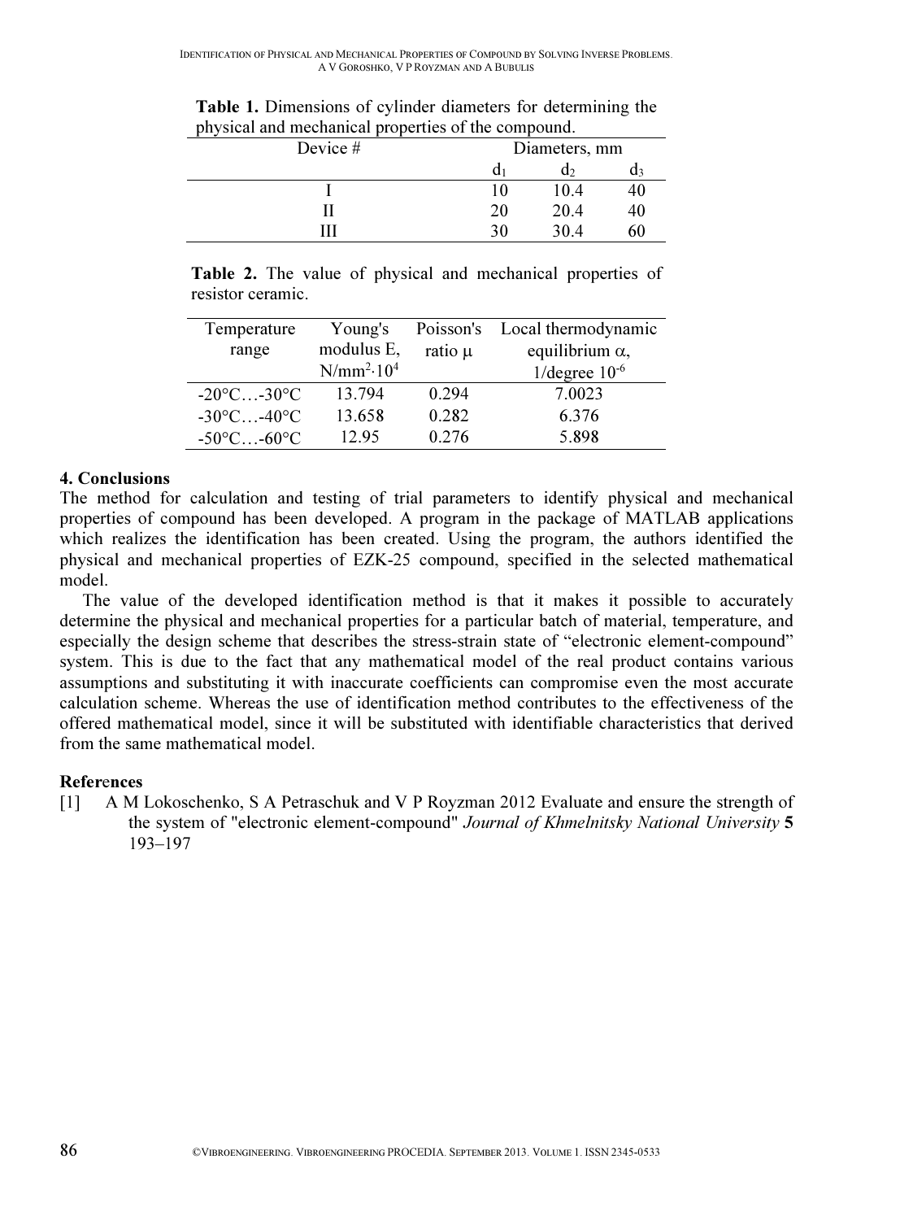**Table 1.** Dimensions of cylinder diameters for determining the physical and mechanical properties of the compound.

| Device # | Diameters, mm | | |
|---|---|---|---|
| | $d_1$ | $d_2$ | $d_3$ |
| I | 10 | 10.4 | 40 |
| II | 20 | 20.4 | 40 |
| III | 30 | 30.4 | 60 |

**Table 2.** The value of physical and mechanical properties of resistor ceramic.

| Temperature range | Young's modulus E, $N/mm^2 \cdot 10^4$ | Poisson's ratio μ | Local thermodynamic equilibrium α, 1/degree $10^{-6}$ |
|---|---|---|---|
| -20°C…-30°C | 13.794 | 0.294 | 7.0023 |
| -30°C…-40°C | 13.658 | 0.282 | 6.376 |
| -50°C…-60°C | 12.95 | 0.276 | 5.898 |

## 4. Conclusions

The method for calculation and testing of trial parameters to identify physical and mechanical properties of compound has been developed. A program in the package of MATLAB applications which realizes the identification has been created. Using the program, the authors identified the physical and mechanical properties of EZK-25 compound, specified in the selected mathematical model.

The value of the developed identification method is that it makes it possible to accurately determine the physical and mechanical properties for a particular batch of material, temperature, and especially the design scheme that describes the stress-strain state of "electronic element-compound" system. This is due to the fact that any mathematical model of the real product contains various assumptions and substituting it with inaccurate coefficients can compromise even the most accurate calculation scheme. Whereas the use of identification method contributes to the effectiveness of the offered mathematical model, since it will be substituted with identifiable characteristics that derived from the same mathematical model.

## References

[1] A M Lokoschenko, S A Petraschuk and V P Royzman 2012 Evaluate and ensure the strength of the system of "electronic element-compound" *Journal of Khmelnitsky National University* **5** 193–197